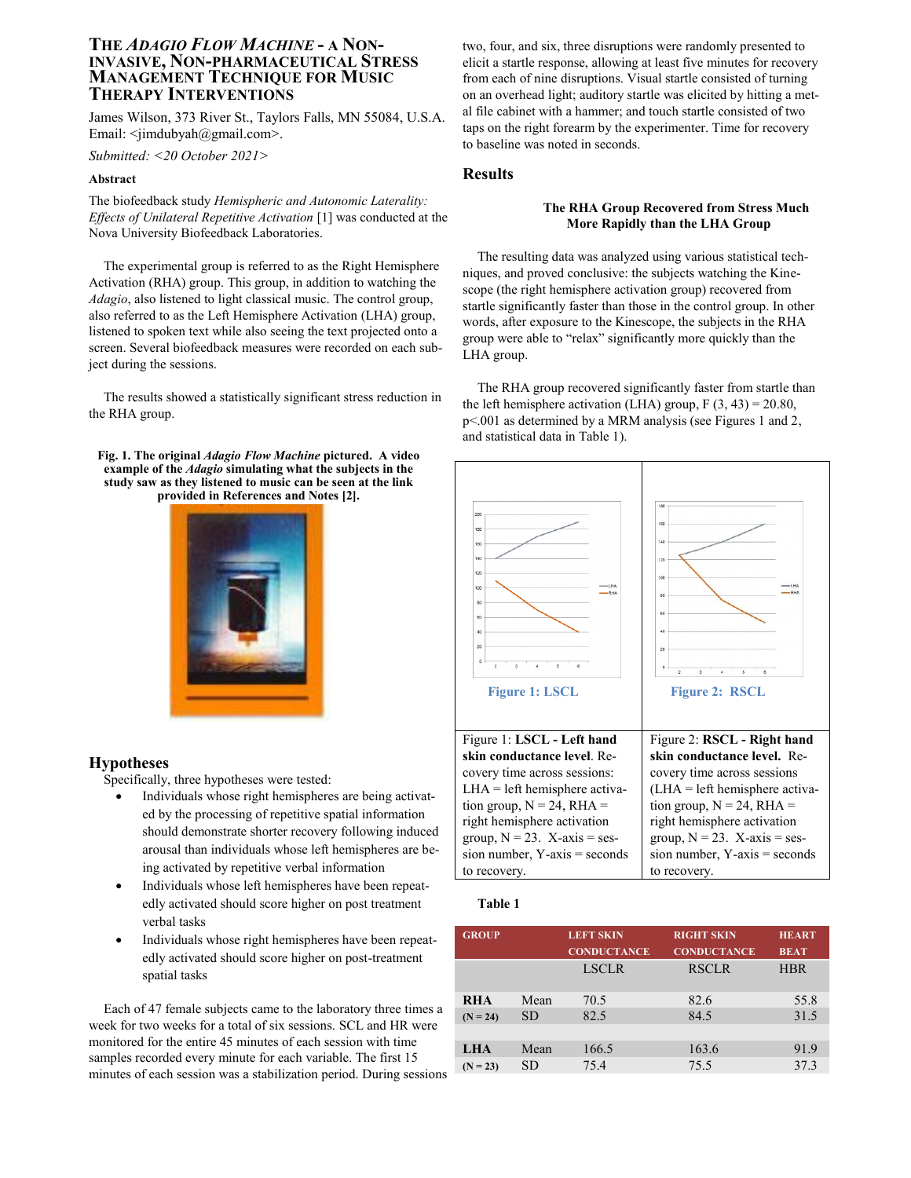# The *Adagio Flow Machine* - a Non-invasive, Non-pharmaceutical Stress Management Technique for Music Therapy Interventions

James Wilson, 373 River St., Taylors Falls, MN 55084, U.S.A. Email: <jimdubyah@gmail.com>.

*Submitted: <20 October 2021>*

#### Abstract

The biofeedback study *Hemispheric and Autonomic Laterality: Effects of Unilateral Repetitive Activation* [1] was conducted at the Nova University Biofeedback Laboratories.

The experimental group is referred to as the Right Hemisphere Activation (RHA) group. This group, in addition to watching the *Adagio*, also listened to light classical music. The control group, also referred to as the Left Hemisphere Activation (LHA) group, listened to spoken text while also seeing the text projected onto a screen. Several biofeedback measures were recorded on each subject during the sessions.

The results showed a statistically significant stress reduction in the RHA group.

**Fig. 1. The original *Adagio Flow Machine* pictured. A video example of the *Adagio* simulating what the subjects in the study saw as they listened to music can be seen at the link provided in References and Notes [2].**

## Hypotheses

Specifically, three hypotheses were tested:

- Individuals whose right hemispheres are being activated by the processing of repetitive spatial information should demonstrate shorter recovery following induced arousal than individuals whose left hemispheres are being activated by repetitive verbal information
- Individuals whose left hemispheres have been repeatedly activated should score higher on post treatment verbal tasks
- Individuals whose right hemispheres have been repeatedly activated should score higher on post-treatment spatial tasks

Each of 47 female subjects came to the laboratory three times a week for two weeks for a total of six sessions. SCL and HR were monitored for the entire 45 minutes of each session with time samples recorded every minute for each variable. The first 15 minutes of each session was a stabilization period. During sessions two, four, and six, three disruptions were randomly presented to elicit a startle response, allowing at least five minutes for recovery from each of nine disruptions. Visual startle consisted of turning on an overhead light; auditory startle was elicited by hitting a metal file cabinet with a hammer; and touch startle consisted of two taps on the right forearm by the experimenter. Time for recovery to baseline was noted in seconds.

## Results

**The RHA Group Recovered from Stress Much More Rapidly than the LHA Group**

The resulting data was analyzed using various statistical techniques, and proved conclusive: the subjects watching the Kinescope (the right hemisphere activation group) recovered from startle significantly faster than those in the control group. In other words, after exposure to the Kinescope, the subjects in the RHA group were able to "relax" significantly more quickly than the LHA group.

The RHA group recovered significantly faster from startle than the left hemisphere activation (LHA) group, $F(3, 43) = 20.80$, $p<.001$ as determined by a MRM analysis (see Figures 1 and 2, and statistical data in Table 1).

**Figure 1: LSCL**

Figure 1: **LSCL - Left hand skin conductance level**. Recovery time across sessions: LHA = left hemisphere activation group, N = 24, RHA = right hemisphere activation group, N = 23. X-axis = session number, Y-axis = seconds to recovery.

**Figure 2: RSCL**

Figure 2: **RSCL - Right hand skin conductance level.** Recovery time across sessions (LHA = left hemisphere activation group, N = 24, RHA = right hemisphere activation group, N = 23. X-axis = session number, Y-axis = seconds to recovery.

**Table 1**

| GROUP | | LEFT SKIN CONDUCTANCE | RIGHT SKIN CONDUCTANCE | HEART BEAT |
|---|---|---|---|---|
| | | LSCLR | RSCLR | HBR |
| **RHA** | Mean | 70.5 | 82.6 | 55.8 |
| **(N = 24)** | SD | 82.5 | 84.5 | 31.5 |
| **LHA** | Mean | 166.5 | 163.6 | 91.9 |
| **(N = 23)** | SD | 75.4 | 75.5 | 37.3 |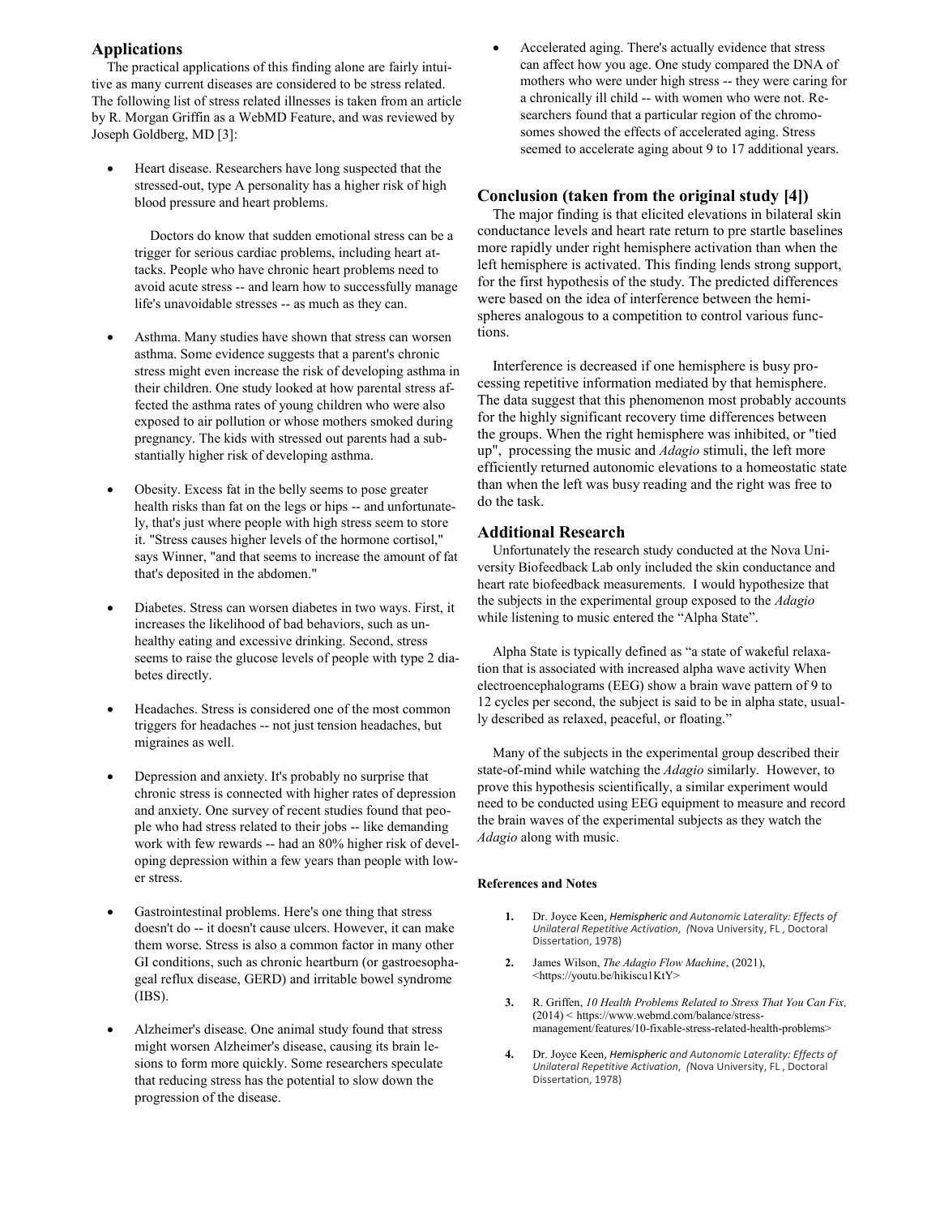## Applications

The practical applications of this finding alone are fairly intuitive as many current diseases are considered to be stress related. The following list of stress related illnesses is taken from an article by R. Morgan Griffin as a WebMD Feature, and was reviewed by Joseph Goldberg, MD [3]:

- Heart disease. Researchers have long suspected that the stressed-out, type A personality has a higher risk of high blood pressure and heart problems.

  Doctors do know that sudden emotional stress can be a trigger for serious cardiac problems, including heart attacks. People who have chronic heart problems need to avoid acute stress -- and learn how to successfully manage life's unavoidable stresses -- as much as they can.

- Asthma. Many studies have shown that stress can worsen asthma. Some evidence suggests that a parent's chronic stress might even increase the risk of developing asthma in their children. One study looked at how parental stress affected the asthma rates of young children who were also exposed to air pollution or whose mothers smoked during pregnancy. The kids with stressed out parents had a substantially higher risk of developing asthma.

- Obesity. Excess fat in the belly seems to pose greater health risks than fat on the legs or hips -- and unfortunately, that's just where people with high stress seem to store it. "Stress causes higher levels of the hormone cortisol," says Winner, "and that seems to increase the amount of fat that's deposited in the abdomen."

- Diabetes. Stress can worsen diabetes in two ways. First, it increases the likelihood of bad behaviors, such as unhealthy eating and excessive drinking. Second, stress seems to raise the glucose levels of people with type 2 diabetes directly.

- Headaches. Stress is considered one of the most common triggers for headaches -- not just tension headaches, but migraines as well.

- Depression and anxiety. It's probably no surprise that chronic stress is connected with higher rates of depression and anxiety. One survey of recent studies found that people who had stress related to their jobs -- like demanding work with few rewards -- had an 80% higher risk of developing depression within a few years than people with lower stress.

- Gastrointestinal problems. Here's one thing that stress doesn't do -- it doesn't cause ulcers. However, it can make them worse. Stress is also a common factor in many other GI conditions, such as chronic heartburn (or gastroesophageal reflux disease, GERD) and irritable bowel syndrome (IBS).

- Alzheimer's disease. One animal study found that stress might worsen Alzheimer's disease, causing its brain lesions to form more quickly. Some researchers speculate that reducing stress has the potential to slow down the progression of the disease.

- Accelerated aging. There's actually evidence that stress can affect how you age. One study compared the DNA of mothers who were under high stress -- they were caring for a chronically ill child -- with women who were not. Researchers found that a particular region of the chromosomes showed the effects of accelerated aging. Stress seemed to accelerate aging about 9 to 17 additional years.

## Conclusion (taken from the original study [4])

The major finding is that elicited elevations in bilateral skin conductance levels and heart rate return to pre startle baselines more rapidly under right hemisphere activation than when the left hemisphere is activated. This finding lends strong support, for the first hypothesis of the study. The predicted differences were based on the idea of interference between the hemispheres analogous to a competition to control various functions.

Interference is decreased if one hemisphere is busy processing repetitive information mediated by that hemisphere. The data suggest that this phenomenon most probably accounts for the highly significant recovery time differences between the groups. When the right hemisphere was inhibited, or "tied up", processing the music and *Adagio* stimuli, the left more efficiently returned autonomic elevations to a homeostatic state than when the left was busy reading and the right was free to do the task.

## Additional Research

Unfortunately the research study conducted at the Nova University Biofeedback Lab only included the skin conductance and heart rate biofeedback measurements. I would hypothesize that the subjects in the experimental group exposed to the *Adagio* while listening to music entered the "Alpha State".

Alpha State is typically defined as "a state of wakeful relaxation that is associated with increased alpha wave activity When electroencephalograms (EEG) show a brain wave pattern of 9 to 12 cycles per second, the subject is said to be in alpha state, usually described as relaxed, peaceful, or floating."

Many of the subjects in the experimental group described their state-of-mind while watching the *Adagio* similarly. However, to prove this hypothesis scientifically, a similar experiment would need to be conducted using EEG equipment to measure and record the brain waves of the experimental subjects as they watch the *Adagio* along with music.

#### References and Notes

1. Dr. Joyce Keen, *Hemispheric and Autonomic Laterality: Effects of Unilateral Repetitive Activation*, (Nova University, FL , Doctoral Dissertation, 1978)
2. James Wilson, *The Adagio Flow Machine*, (2021), <https://youtu.be/hikiscu1KtY>
3. R. Griffen, *10 Health Problems Related to Stress That You Can Fix,* (2014) < https://www.webmd.com/balance/stress-management/features/10-fixable-stress-related-health-problems>
4. Dr. Joyce Keen, *Hemispheric and Autonomic Laterality: Effects of Unilateral Repetitive Activation*, (Nova University, FL , Doctoral Dissertation, 1978)